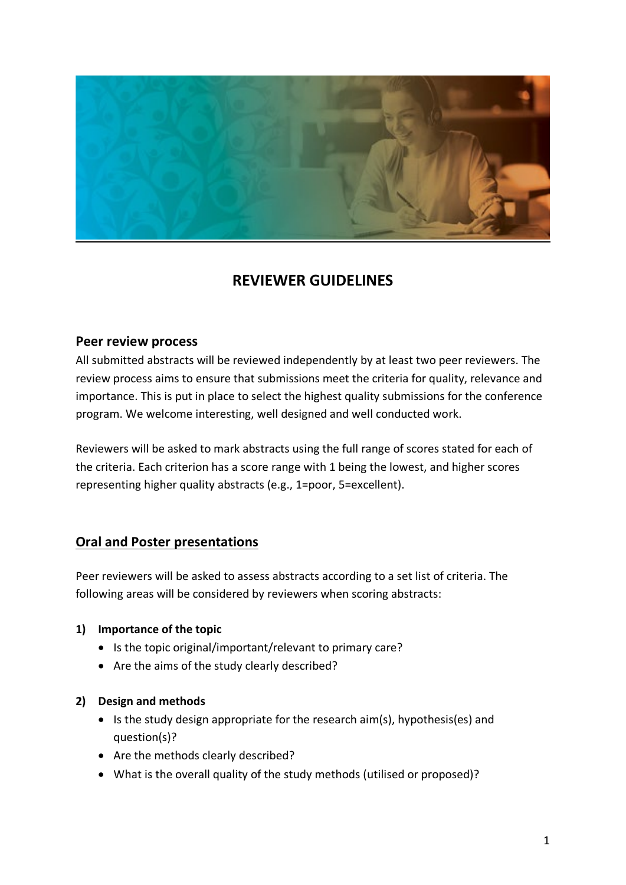# REVIEWER GUIDELINES

## Peer review process

All submitted abstracts will be reviewed independently by at least two peer reviewers. The review process aims to ensure that submissions meet the criteria for quality, relevance and importance. This is put in place to select the highest quality submissions for the conference program. We welcome interesting, well designed and well conducted work.

Reviewers will be asked to mark abstracts using the full range of scores stated for each of the criteria. Each criterion has a score range with 1 being the lowest, and higher scores representing higher quality abstracts (e.g., 1=poor, 5=excellent).

## Oral and Poster presentations

Peer reviewers will be asked to assess abstracts according to a set list of criteria. The following areas will be considered by reviewers when scoring abstracts:

**1) Importance of the topic**

- Is the topic original/important/relevant to primary care?
- Are the aims of the study clearly described?

**2) Design and methods**

- Is the study design appropriate for the research aim(s), hypothesis(es) and question(s)?
- Are the methods clearly described?
- What is the overall quality of the study methods (utilised or proposed)?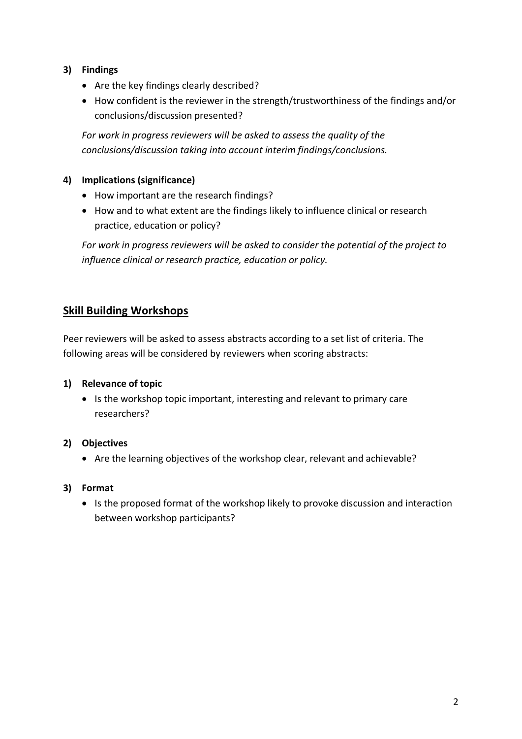**3) Findings**

- Are the key findings clearly described?
- How confident is the reviewer in the strength/trustworthiness of the findings and/or conclusions/discussion presented?

*For work in progress reviewers will be asked to assess the quality of the conclusions/discussion taking into account interim findings/conclusions.*

**4) Implications (significance)**

- How important are the research findings?
- How and to what extent are the findings likely to influence clinical or research practice, education or policy?

*For work in progress reviewers will be asked to consider the potential of the project to influence clinical or research practice, education or policy.*

## Skill Building Workshops

Peer reviewers will be asked to assess abstracts according to a set list of criteria. The following areas will be considered by reviewers when scoring abstracts:

**1) Relevance of topic**

- Is the workshop topic important, interesting and relevant to primary care researchers?

**2) Objectives**

- Are the learning objectives of the workshop clear, relevant and achievable?

**3) Format**

- Is the proposed format of the workshop likely to provoke discussion and interaction between workshop participants?